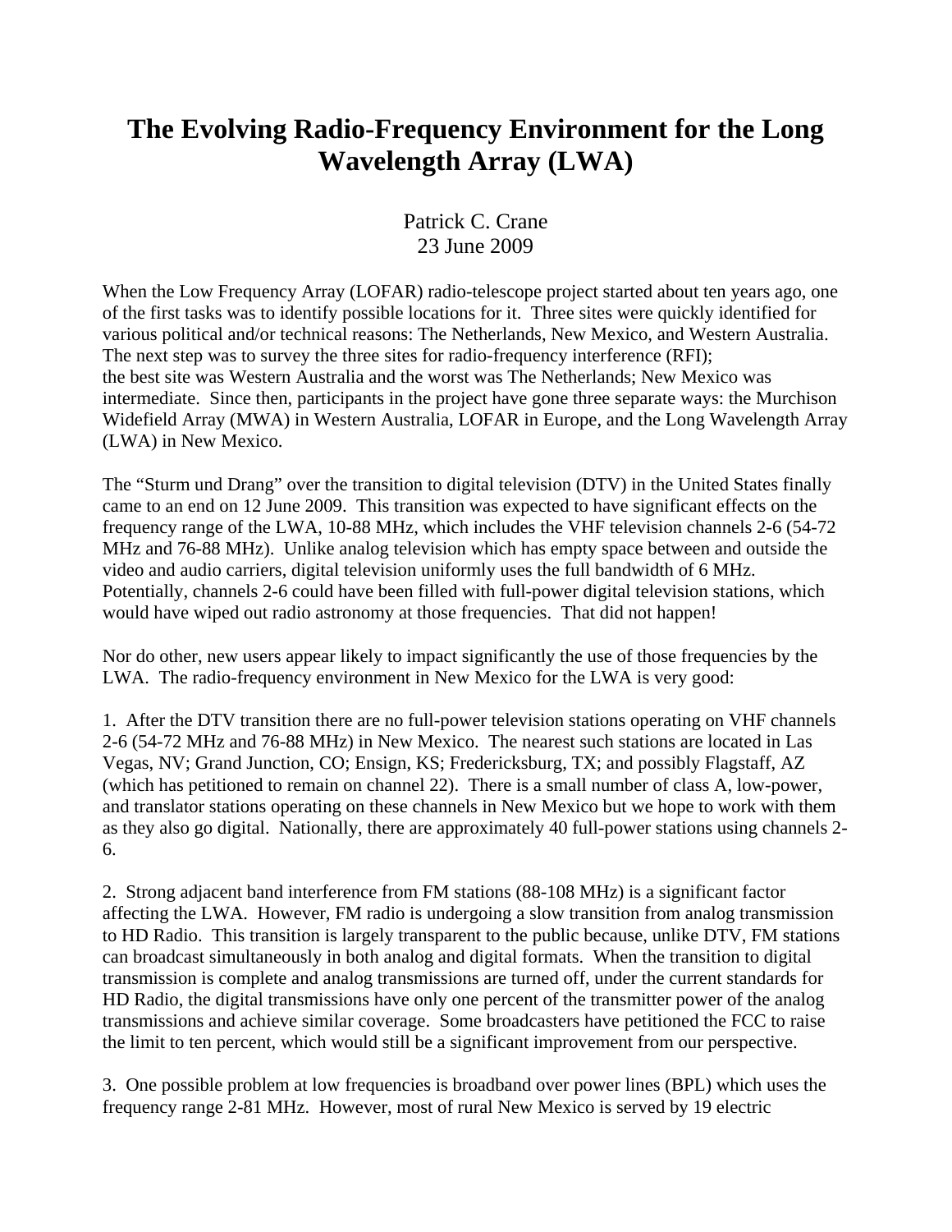# The Evolving Radio-Frequency Environment for the Long Wavelength Array (LWA)

Patrick C. Crane
23 June 2009

When the Low Frequency Array (LOFAR) radio-telescope project started about ten years ago, one of the first tasks was to identify possible locations for it. Three sites were quickly identified for various political and/or technical reasons: The Netherlands, New Mexico, and Western Australia. The next step was to survey the three sites for radio-frequency interference (RFI); the best site was Western Australia and the worst was The Netherlands; New Mexico was intermediate. Since then, participants in the project have gone three separate ways: the Murchison Widefield Array (MWA) in Western Australia, LOFAR in Europe, and the Long Wavelength Array (LWA) in New Mexico.

The "Sturm und Drang" over the transition to digital television (DTV) in the United States finally came to an end on 12 June 2009. This transition was expected to have significant effects on the frequency range of the LWA, 10-88 MHz, which includes the VHF television channels 2-6 (54-72 MHz and 76-88 MHz). Unlike analog television which has empty space between and outside the video and audio carriers, digital television uniformly uses the full bandwidth of 6 MHz. Potentially, channels 2-6 could have been filled with full-power digital television stations, which would have wiped out radio astronomy at those frequencies. That did not happen!

Nor do other, new users appear likely to impact significantly the use of those frequencies by the LWA. The radio-frequency environment in New Mexico for the LWA is very good:

1. After the DTV transition there are no full-power television stations operating on VHF channels 2-6 (54-72 MHz and 76-88 MHz) in New Mexico. The nearest such stations are located in Las Vegas, NV; Grand Junction, CO; Ensign, KS; Fredericksburg, TX; and possibly Flagstaff, AZ (which has petitioned to remain on channel 22). There is a small number of class A, low-power, and translator stations operating on these channels in New Mexico but we hope to work with them as they also go digital. Nationally, there are approximately 40 full-power stations using channels 2-6.

2. Strong adjacent band interference from FM stations (88-108 MHz) is a significant factor affecting the LWA. However, FM radio is undergoing a slow transition from analog transmission to HD Radio. This transition is largely transparent to the public because, unlike DTV, FM stations can broadcast simultaneously in both analog and digital formats. When the transition to digital transmission is complete and analog transmissions are turned off, under the current standards for HD Radio, the digital transmissions have only one percent of the transmitter power of the analog transmissions and achieve similar coverage. Some broadcasters have petitioned the FCC to raise the limit to ten percent, which would still be a significant improvement from our perspective.

3. One possible problem at low frequencies is broadband over power lines (BPL) which uses the frequency range 2-81 MHz. However, most of rural New Mexico is served by 19 electric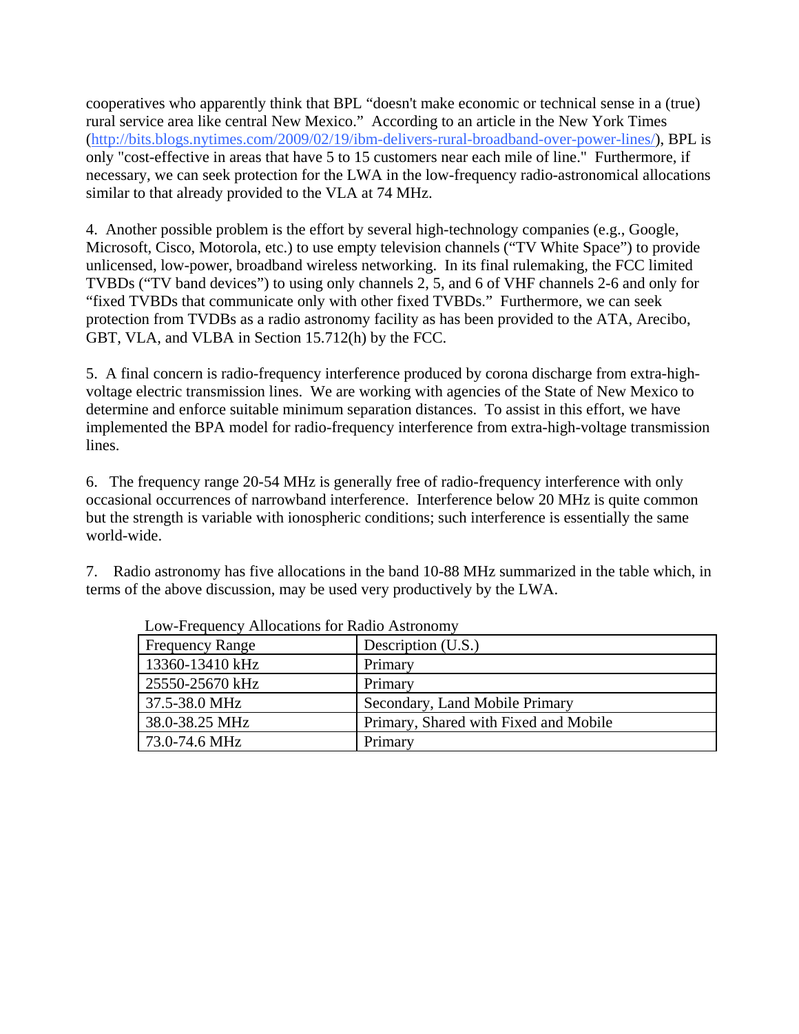cooperatives who apparently think that BPL "doesn't make economic or technical sense in a (true) rural service area like central New Mexico." According to an article in the New York Times (http://bits.blogs.nytimes.com/2009/02/19/ibm-delivers-rural-broadband-over-power-lines/), BPL is only "cost-effective in areas that have 5 to 15 customers near each mile of line." Furthermore, if necessary, we can seek protection for the LWA in the low-frequency radio-astronomical allocations similar to that already provided to the VLA at 74 MHz.

4. Another possible problem is the effort by several high-technology companies (e.g., Google, Microsoft, Cisco, Motorola, etc.) to use empty television channels ("TV White Space") to provide unlicensed, low-power, broadband wireless networking. In its final rulemaking, the FCC limited TVBDs ("TV band devices") to using only channels 2, 5, and 6 of VHF channels 2-6 and only for "fixed TVBDs that communicate only with other fixed TVBDs." Furthermore, we can seek protection from TVDBs as a radio astronomy facility as has been provided to the ATA, Arecibo, GBT, VLA, and VLBA in Section 15.712(h) by the FCC.

5. A final concern is radio-frequency interference produced by corona discharge from extra-high-voltage electric transmission lines. We are working with agencies of the State of New Mexico to determine and enforce suitable minimum separation distances. To assist in this effort, we have implemented the BPA model for radio-frequency interference from extra-high-voltage transmission lines.

6. The frequency range 20-54 MHz is generally free of radio-frequency interference with only occasional occurrences of narrowband interference. Interference below 20 MHz is quite common but the strength is variable with ionospheric conditions; such interference is essentially the same world-wide.

7. Radio astronomy has five allocations in the band 10-88 MHz summarized in the table which, in terms of the above discussion, may be used very productively by the LWA.

Low-Frequency Allocations for Radio Astronomy

| Frequency Range | Description (U.S.) |
|---|---|
| 13360-13410 kHz | Primary |
| 25550-25670 kHz | Primary |
| 37.5-38.0 MHz | Secondary, Land Mobile Primary |
| 38.0-38.25 MHz | Primary, Shared with Fixed and Mobile |
| 73.0-74.6 MHz | Primary |